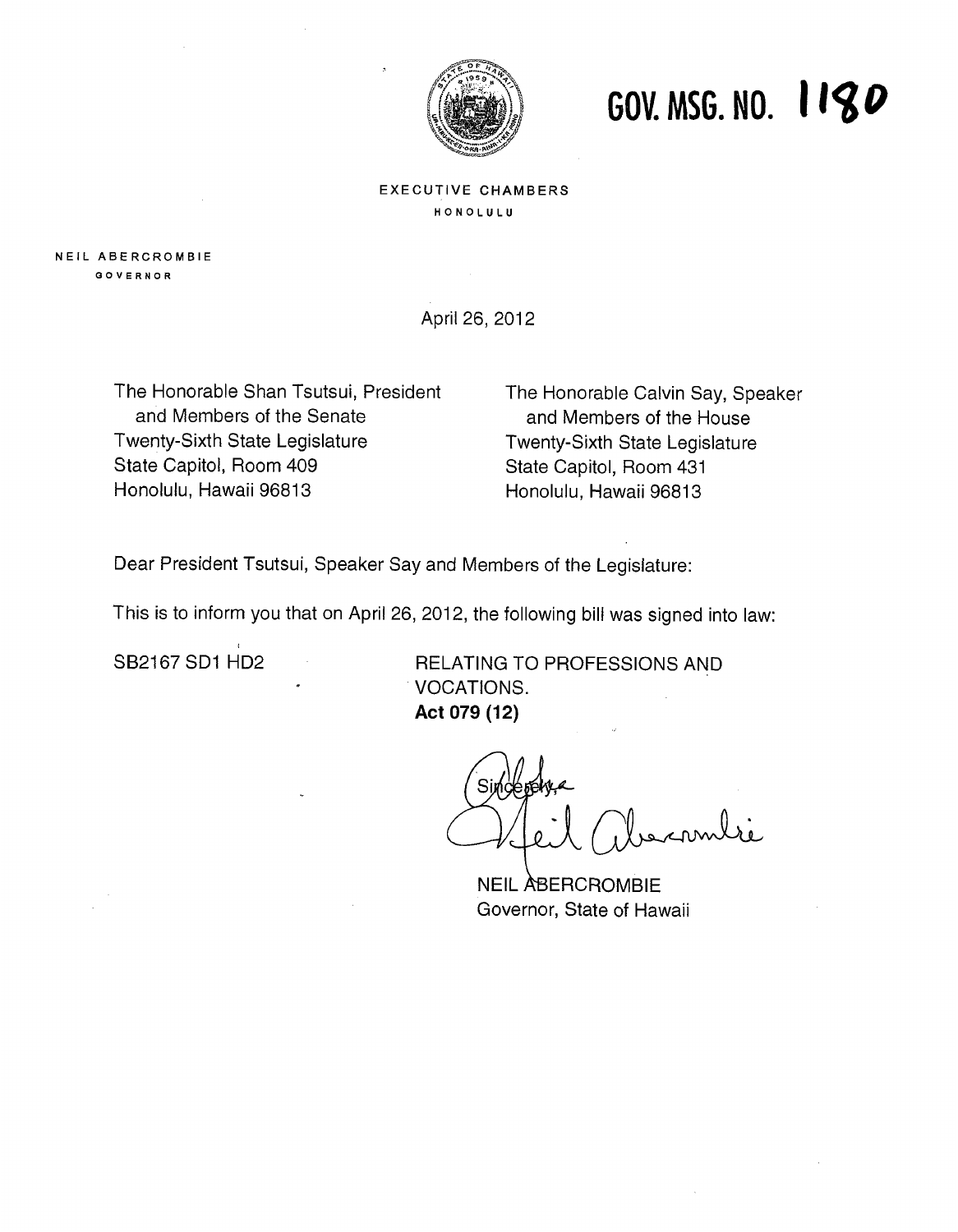# GOV. MSG. NO. 1180

EXECUTIVE CHAMBERS
HONOLULU

NEIL ABERCROMBIE
GOVERNOR

April 26, 2012

The Honorable Shan Tsutsui, President
and Members of the Senate
Twenty-Sixth State Legislature
State Capitol, Room 409
Honolulu, Hawaii 96813

The Honorable Calvin Say, Speaker
and Members of the House
Twenty-Sixth State Legislature
State Capitol, Room 431
Honolulu, Hawaii 96813

Dear President Tsutsui, Speaker Say and Members of the Legislature:

This is to inform you that on April 26, 2012, the following bill was signed into law:

SB2167 SD1 HD2 — RELATING TO PROFESSIONS AND VOCATIONS.
**Act 079 (12)**

Sincerely,

NEIL ABERCROMBIE
Governor, State of Hawaii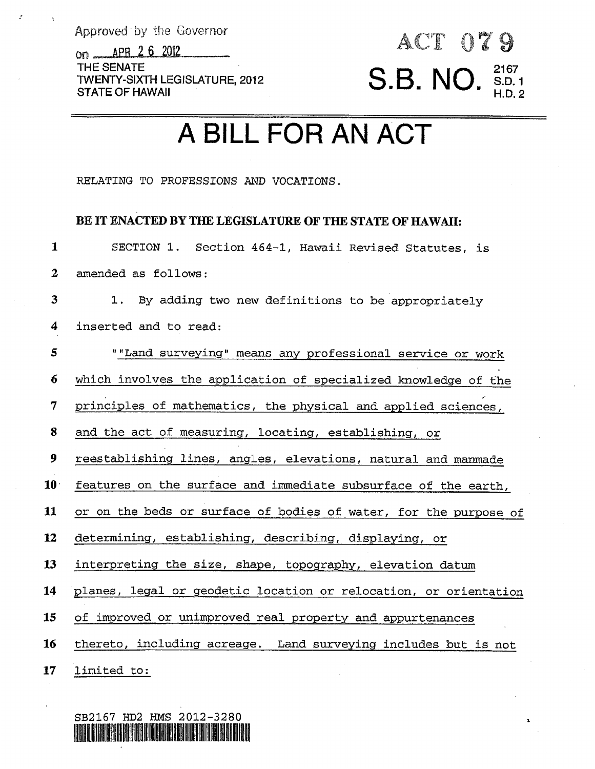Approved by the Governor

on APR 2 6 2012

THE SENATE
TWENTY-SIXTH LEGISLATURE, 2012
STATE OF HAWAII

ACT 079

S.B. NO. 2167 S.D. 1 H.D. 2

# A BILL FOR AN ACT

RELATING TO PROFESSIONS AND VOCATIONS.

**BE IT ENACTED BY THE LEGISLATURE OF THE STATE OF HAWAII:**

SECTION 1. Section 464-1, Hawaii Revised Statutes, is amended as follows:

1. By adding two new definitions to be appropriately inserted and to read:

""Land surveying" means any professional service or work which involves the application of specialized knowledge of the principles of mathematics, the physical and applied sciences, and the act of measuring, locating, establishing, or reestablishing lines, angles, elevations, natural and manmade features on the surface and immediate subsurface of the earth, or on the beds or surface of bodies of water, for the purpose of determining, establishing, describing, displaying, or interpreting the size, shape, topography, elevation datum planes, legal or geodetic location or relocation, or orientation of improved or unimproved real property and appurtenances thereto, including acreage. Land surveying includes but is not limited to:

SB2167 HD2 HMS 2012-3280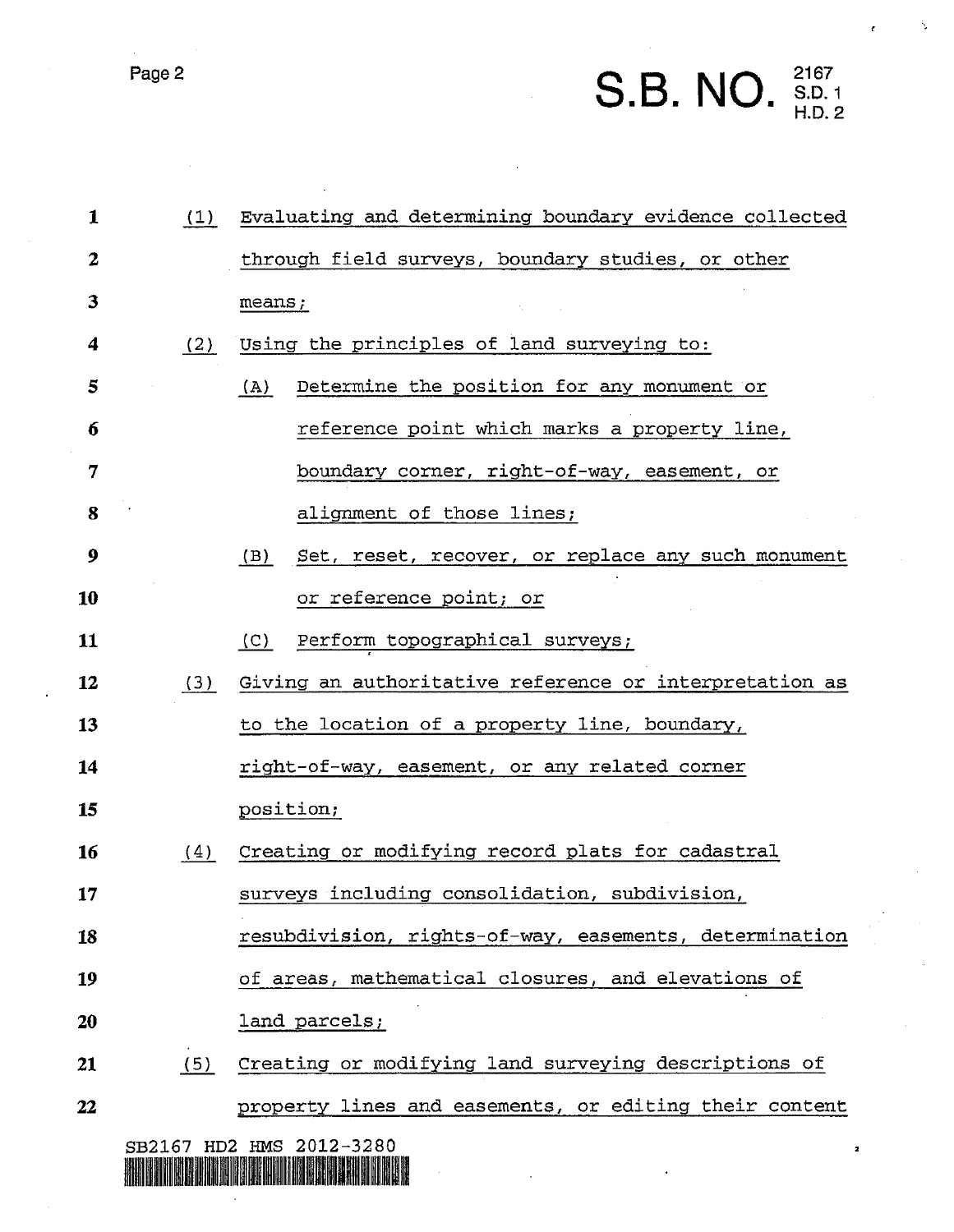(1) Evaluating and determining boundary evidence collected through field surveys, boundary studies, or other means;

(2) Using the principles of land surveying to:

  (A) Determine the position for any monument or reference point which marks a property line, boundary corner, right-of-way, easement, or alignment of those lines;

  (B) Set, reset, recover, or replace any such monument or reference point; or

  (C) Perform topographical surveys;

(3) Giving an authoritative reference or interpretation as to the location of a property line, boundary, right-of-way, easement, or any related corner position;

(4) Creating or modifying record plats for cadastral surveys including consolidation, subdivision, resubdivision, rights-of-way, easements, determination of areas, mathematical closures, and elevations of land parcels;

(5) Creating or modifying land surveying descriptions of property lines and easements, or editing their content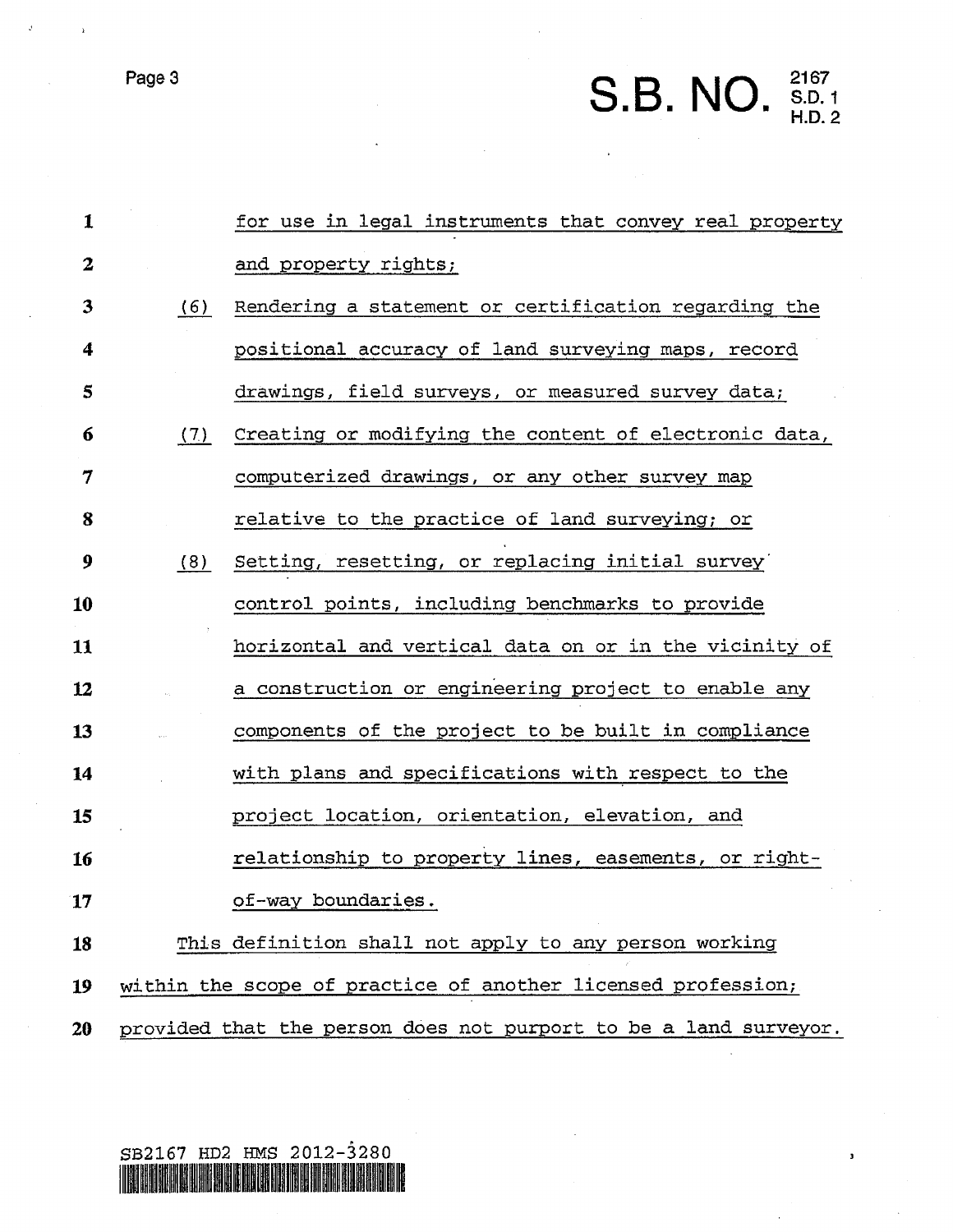for use in legal instruments that convey real property and property rights;

(6) Rendering a statement or certification regarding the positional accuracy of land surveying maps, record drawings, field surveys, or measured survey data;

(7) Creating or modifying the content of electronic data, computerized drawings, or any other survey map relative to the practice of land surveying; or

(8) Setting, resetting, or replacing initial survey control points, including benchmarks to provide horizontal and vertical data on or in the vicinity of a construction or engineering project to enable any components of the project to be built in compliance with plans and specifications with respect to the project location, orientation, elevation, and relationship to property lines, easements, or right-of-way boundaries.

This definition shall not apply to any person working within the scope of practice of another licensed profession; provided that the person does not purport to be a land surveyor.

SB2167 HD2 HMS 2012-3280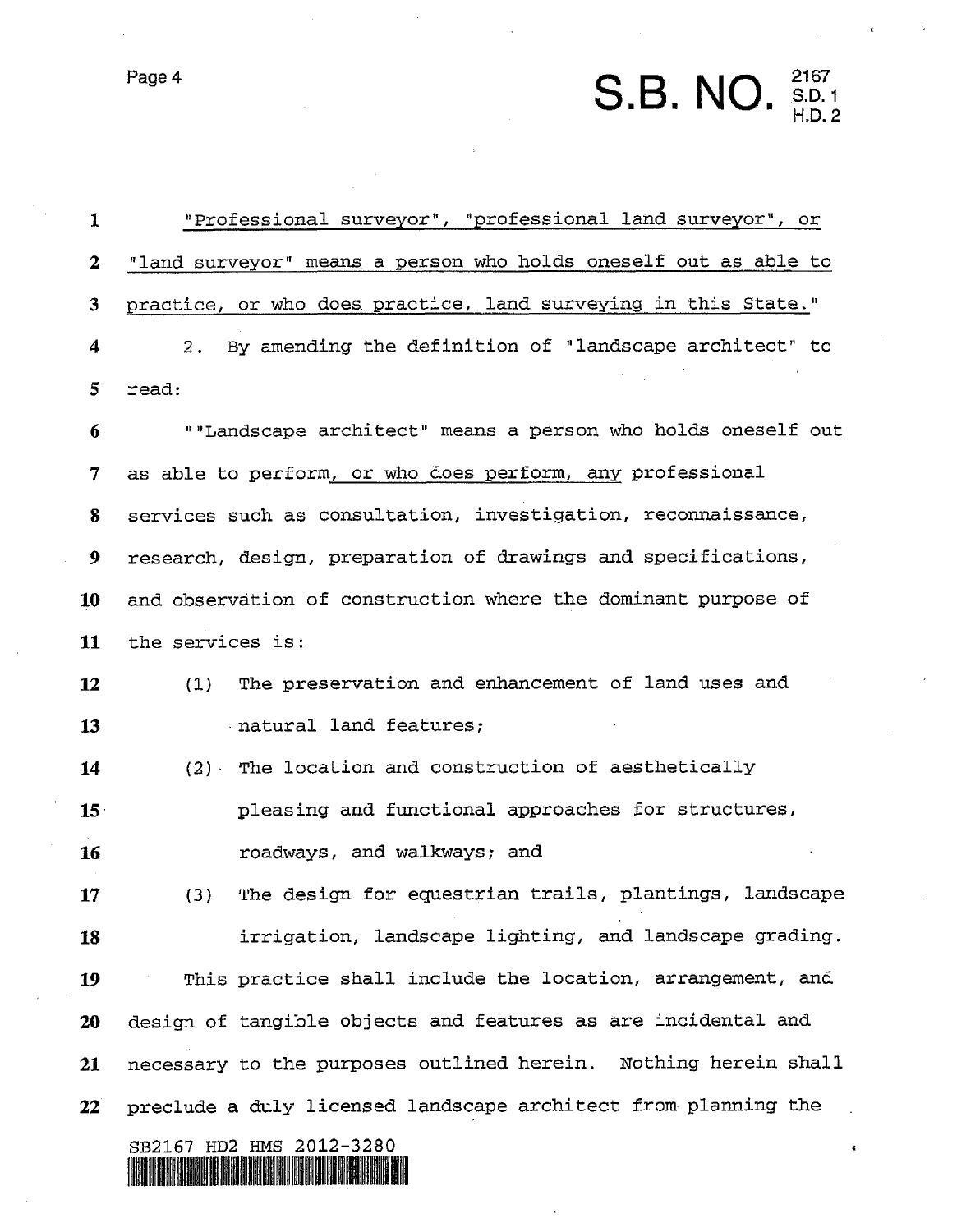"Professional surveyor", "professional land surveyor", or "land surveyor" means a person who holds oneself out as able to practice, or who does practice, land surveying in this State."

2. By amending the definition of "landscape architect" to read:

""Landscape architect" means a person who holds oneself out as able to perform, or who does perform, any professional services such as consultation, investigation, reconnaissance, research, design, preparation of drawings and specifications, and observation of construction where the dominant purpose of the services is:

(1) The preservation and enhancement of land uses and natural land features;

(2) The location and construction of aesthetically pleasing and functional approaches for structures, roadways, and walkways; and

(3) The design for equestrian trails, plantings, landscape irrigation, landscape lighting, and landscape grading.

This practice shall include the location, arrangement, and design of tangible objects and features as are incidental and necessary to the purposes outlined herein. Nothing herein shall preclude a duly licensed landscape architect from planning the

SB2167 HD2 HMS 2012-3280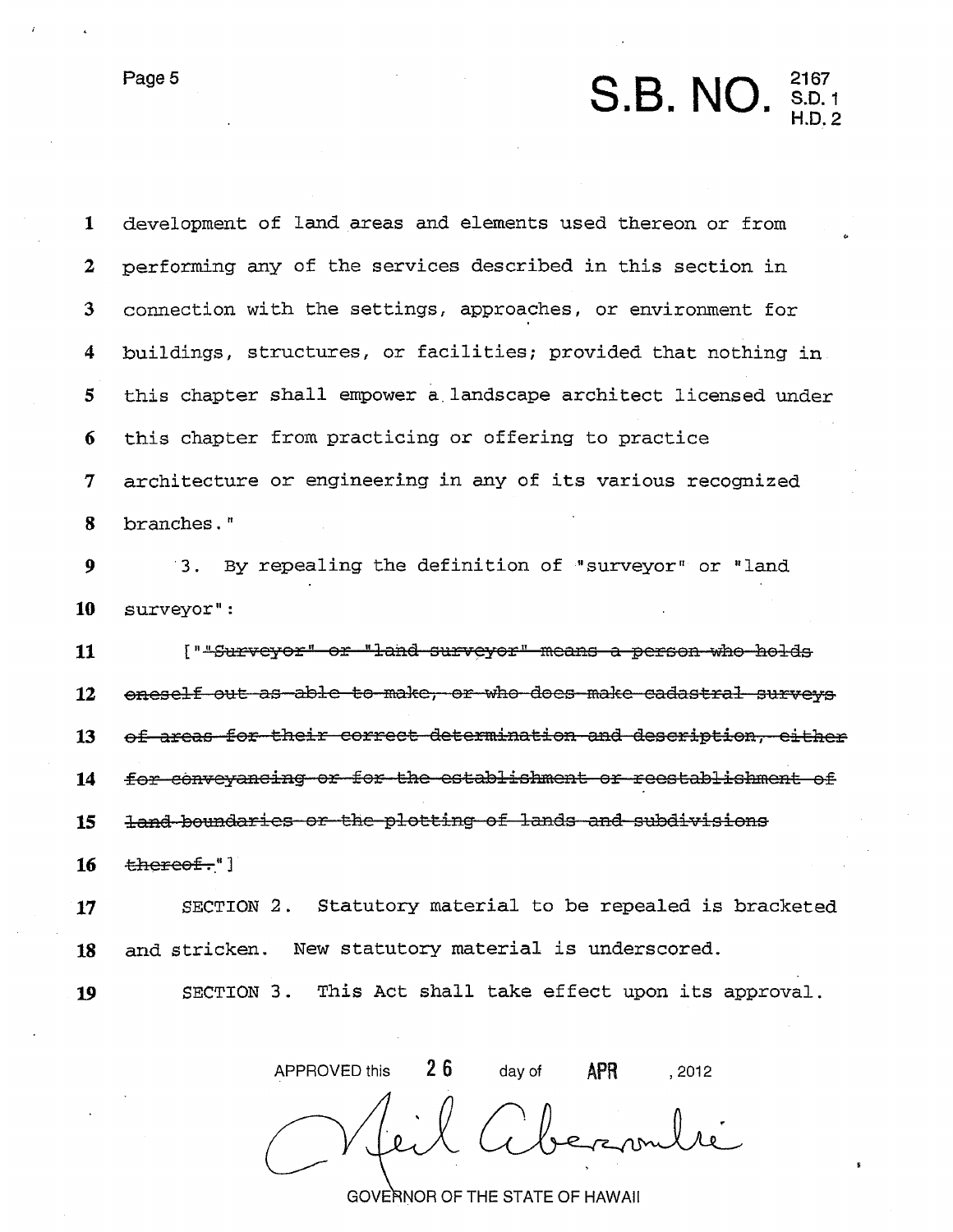development of land areas and elements used thereon or from performing any of the services described in this section in connection with the settings, approaches, or environment for buildings, structures, or facilities; provided that nothing in this chapter shall empower a landscape architect licensed under this chapter from practicing or offering to practice architecture or engineering in any of its various recognized branches."

3. By repealing the definition of "surveyor" or "land surveyor":

["~~"Surveyor" or "land surveyor" means a person who holds oneself out as able to make, or who does make cadastral surveys of areas for their correct determination and description, either for conveyancing or for the establishment or reestablishment of land boundaries or the plotting of lands and subdivisions thereof.~~"]

SECTION 2. Statutory material to be repealed is bracketed and stricken. New statutory material is underscored.

SECTION 3. This Act shall take effect upon its approval.

APPROVED this 26 day of APR, 2012

Neil Abercrombie

GOVERNOR OF THE STATE OF HAWAII